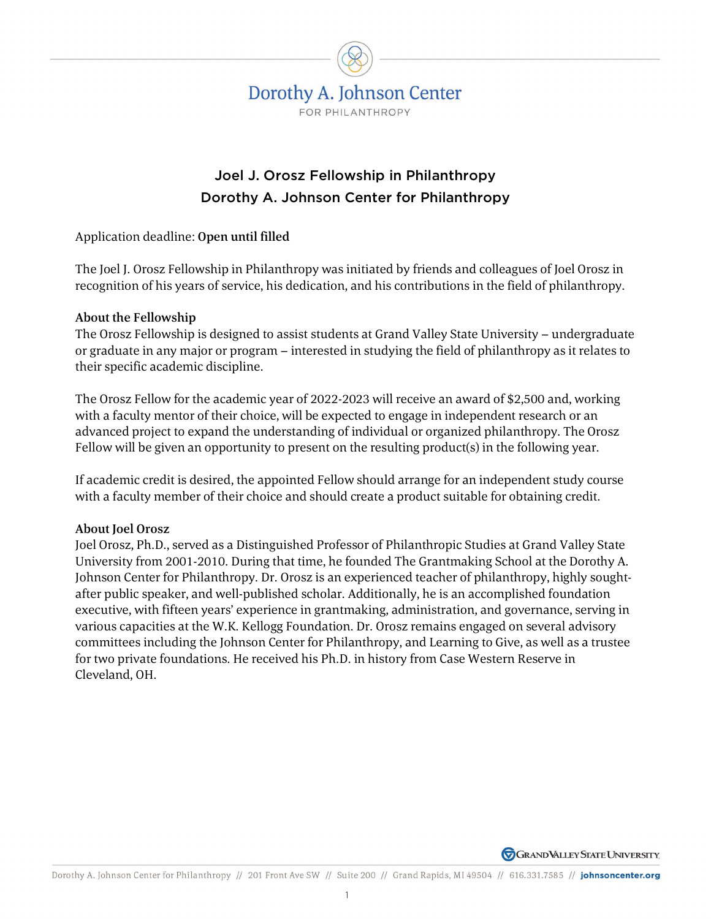Dorothy A. Johnson Center
FOR PHILANTHROPY

## Joel J. Orosz Fellowship in Philanthropy
## Dorothy A. Johnson Center for Philanthropy

Application deadline: **Open until filled**

The Joel J. Orosz Fellowship in Philanthropy was initiated by friends and colleagues of Joel Orosz in recognition of his years of service, his dedication, and his contributions in the field of philanthropy.

**About the Fellowship**

The Orosz Fellowship is designed to assist students at Grand Valley State University – undergraduate or graduate in any major or program – interested in studying the field of philanthropy as it relates to their specific academic discipline.

The Orosz Fellow for the academic year of 2022-2023 will receive an award of $2,500 and, working with a faculty mentor of their choice, will be expected to engage in independent research or an advanced project to expand the understanding of individual or organized philanthropy. The Orosz Fellow will be given an opportunity to present on the resulting product(s) in the following year.

If academic credit is desired, the appointed Fellow should arrange for an independent study course with a faculty member of their choice and should create a product suitable for obtaining credit.

**About Joel Orosz**

Joel Orosz, Ph.D., served as a Distinguished Professor of Philanthropic Studies at Grand Valley State University from 2001-2010. During that time, he founded The Grantmaking School at the Dorothy A. Johnson Center for Philanthropy. Dr. Orosz is an experienced teacher of philanthropy, highly sought-after public speaker, and well-published scholar. Additionally, he is an accomplished foundation executive, with fifteen years' experience in grantmaking, administration, and governance, serving in various capacities at the W.K. Kellogg Foundation. Dr. Orosz remains engaged on several advisory committees including the Johnson Center for Philanthropy, and Learning to Give, as well as a trustee for two private foundations. He received his Ph.D. in history from Case Western Reserve in Cleveland, OH.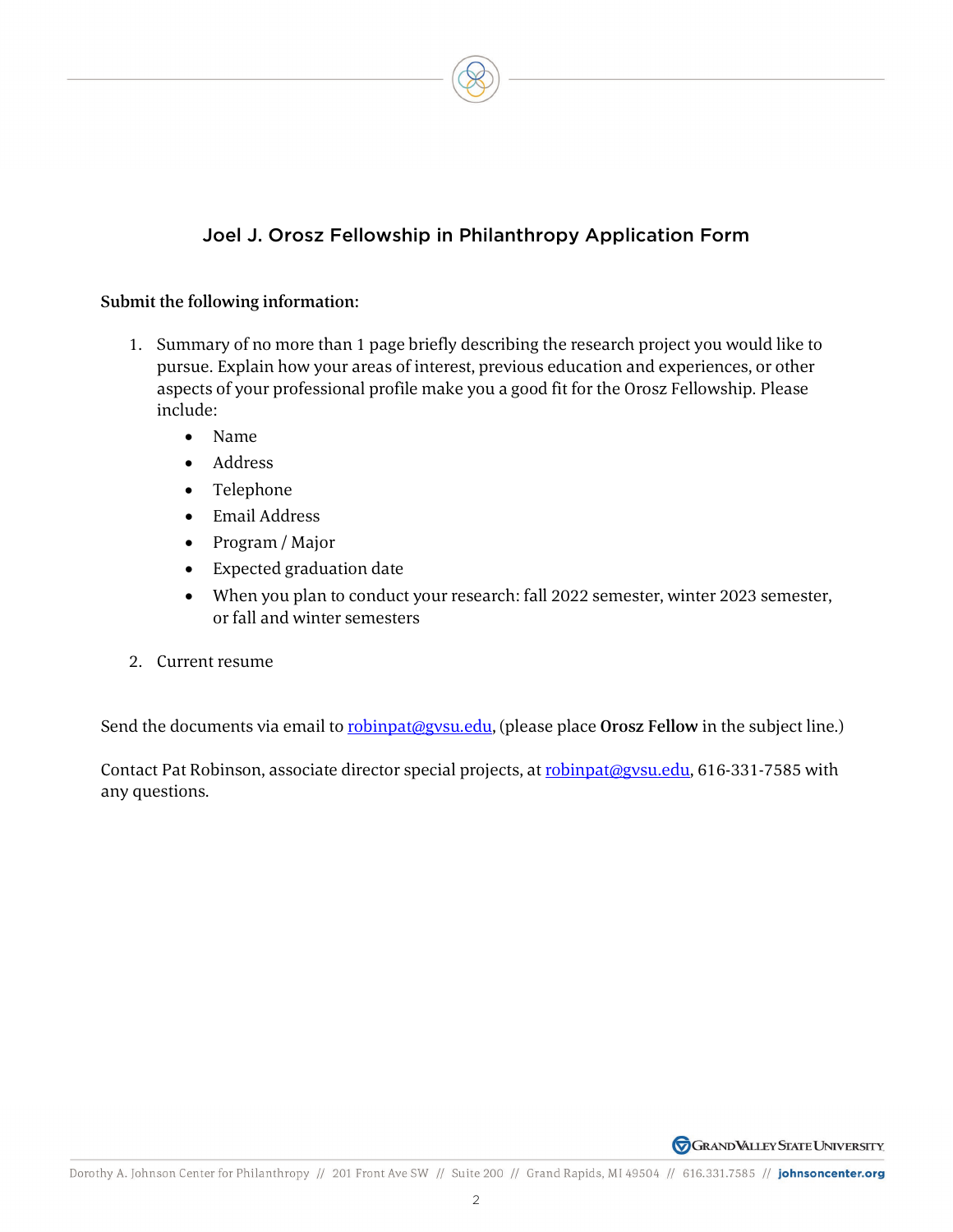# Joel J. Orosz Fellowship in Philanthropy Application Form

**Submit the following information:**

1. Summary of no more than 1 page briefly describing the research project you would like to pursue. Explain how your areas of interest, previous education and experiences, or other aspects of your professional profile make you a good fit for the Orosz Fellowship. Please include:
   - Name
   - Address
   - Telephone
   - Email Address
   - Program / Major
   - Expected graduation date
   - When you plan to conduct your research: fall 2022 semester, winter 2023 semester, or fall and winter semesters
2. Current resume

Send the documents via email to robinpat@gvsu.edu, (please place **Orosz Fellow** in the subject line.)

Contact Pat Robinson, associate director special projects, at robinpat@gvsu.edu, 616-331-7585 with any questions.